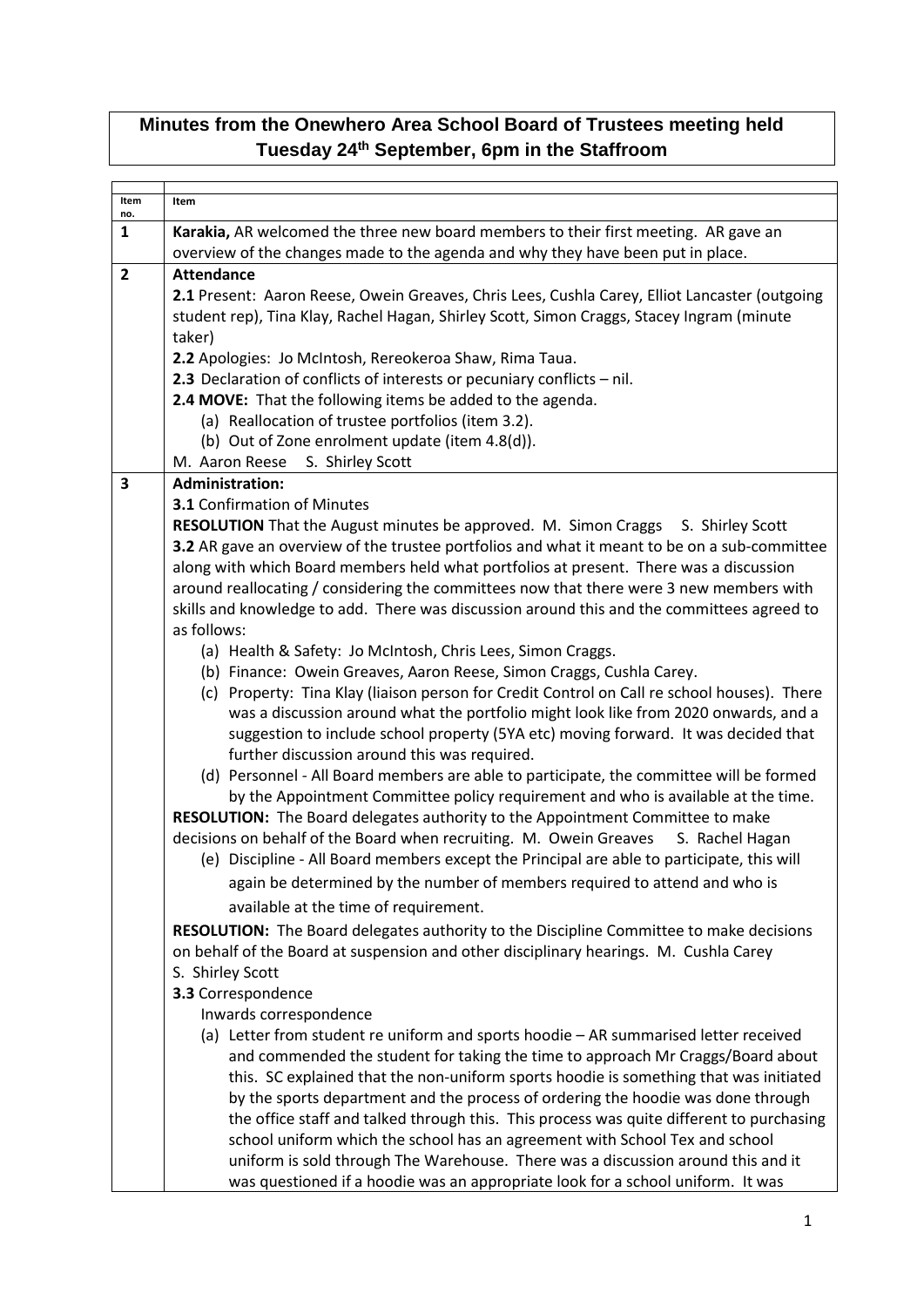# Minutes from the Onewhero Area School Board of Trustees meeting held Tuesday 24th September, 6pm in the Staffroom

| Item no. | Item |
|---|---|
| 1 | **Karakia,** AR welcomed the three new board members to their first meeting. AR gave an overview of the changes made to the agenda and why they have been put in place. |
| 2 | **Attendance**<br>**2.1** Present: Aaron Reese, Owein Greaves, Chris Lees, Cushla Carey, Elliot Lancaster (outgoing student rep), Tina Klay, Rachel Hagan, Shirley Scott, Simon Craggs, Stacey Ingram (minute taker)<br>**2.2** Apologies: Jo McIntosh, Rereokeroa Shaw, Rima Taua.<br>**2.3** Declaration of conflicts of interests or pecuniary conflicts – nil.<br>**2.4 MOVE:** That the following items be added to the agenda.<br>(a) Reallocation of trustee portfolios (item 3.2).<br>(b) Out of Zone enrolment update (item 4.8(d)).<br>M. Aaron Reese S. Shirley Scott |
| 3 | **Administration:**<br>**3.1** Confirmation of Minutes<br>**RESOLUTION** That the August minutes be approved. M. Simon Craggs S. Shirley Scott<br>**3.2** AR gave an overview of the trustee portfolios and what it meant to be on a sub-committee along with which Board members held what portfolios at present. There was a discussion around reallocating / considering the committees now that there were 3 new members with skills and knowledge to add. There was discussion around this and the committees agreed to as follows:<br>(a) Health & Safety: Jo McIntosh, Chris Lees, Simon Craggs.<br>(b) Finance: Owein Greaves, Aaron Reese, Simon Craggs, Cushla Carey.<br>(c) Property: Tina Klay (liaison person for Credit Control on Call re school houses). There was a discussion around what the portfolio might look like from 2020 onwards, and a suggestion to include school property (5YA etc) moving forward. It was decided that further discussion around this was required.<br>(d) Personnel - All Board members are able to participate, the committee will be formed by the Appointment Committee policy requirement and who is available at the time.<br>**RESOLUTION:** The Board delegates authority to the Appointment Committee to make decisions on behalf of the Board when recruiting. M. Owein Greaves S. Rachel Hagan<br>(e) Discipline - All Board members except the Principal are able to participate, this will again be determined by the number of members required to attend and who is available at the time of requirement.<br>**RESOLUTION:** The Board delegates authority to the Discipline Committee to make decisions on behalf of the Board at suspension and other disciplinary hearings. M. Cushla Carey S. Shirley Scott<br>**3.3** Correspondence<br>Inwards correspondence<br>(a) Letter from student re uniform and sports hoodie – AR summarised letter received and commended the student for taking the time to approach Mr Craggs/Board about this. SC explained that the non-uniform sports hoodie is something that was initiated by the sports department and the process of ordering the hoodie was done through the office staff and talked through this. This process was quite different to purchasing school uniform which the school has an agreement with School Tex and school uniform is sold through The Warehouse. There was a discussion around this and it was questioned if a hoodie was an appropriate look for a school uniform. It was |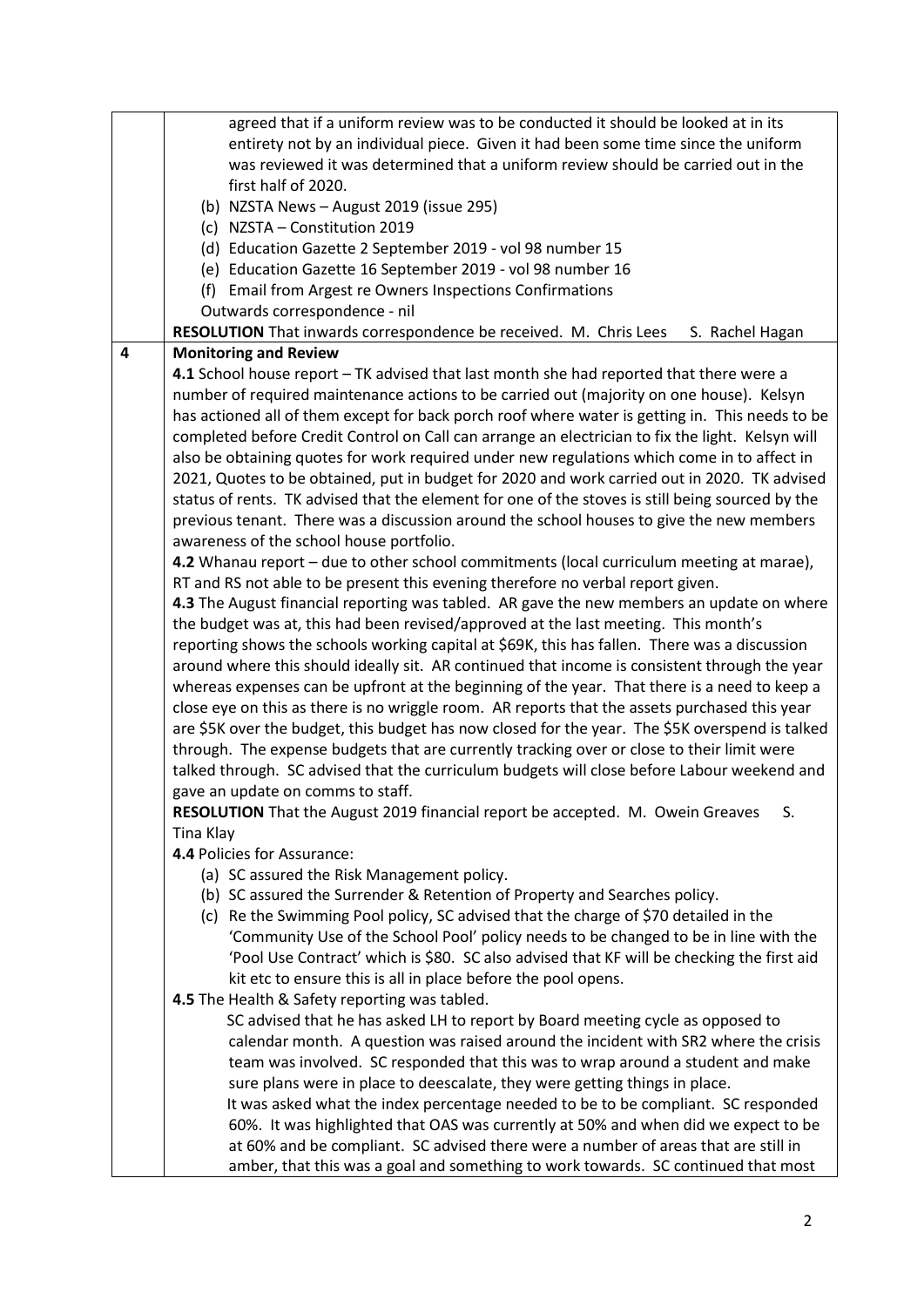|  |  |
| --- | --- |
|  | agreed that if a uniform review was to be conducted it should be looked at in its entirety not by an individual piece. Given it had been some time since the uniform was reviewed it was determined that a uniform review should be carried out in the first half of 2020.<br>(b) NZSTA News – August 2019 (issue 295)<br>(c) NZSTA – Constitution 2019<br>(d) Education Gazette 2 September 2019 - vol 98 number 15<br>(e) Education Gazette 16 September 2019 - vol 98 number 16<br>(f) Email from Argest re Owners Inspections Confirmations<br>Outwards correspondence - nil<br>**RESOLUTION** That inwards correspondence be received. M. Chris Lees S. Rachel Hagan |
| **4** | **Monitoring and Review**<br>**4.1** School house report – TK advised that last month she had reported that there were a number of required maintenance actions to be carried out (majority on one house). Kelsyn has actioned all of them except for back porch roof where water is getting in. This needs to be completed before Credit Control on Call can arrange an electrician to fix the light. Kelsyn will also be obtaining quotes for work required under new regulations which come in to affect in 2021, Quotes to be obtained, put in budget for 2020 and work carried out in 2020. TK advised status of rents. TK advised that the element for one of the stoves is still being sourced by the previous tenant. There was a discussion around the school houses to give the new members awareness of the school house portfolio.<br>**4.2** Whanau report – due to other school commitments (local curriculum meeting at marae), RT and RS not able to be present this evening therefore no verbal report given.<br>**4.3** The August financial reporting was tabled. AR gave the new members an update on where the budget was at, this had been revised/approved at the last meeting. This month's reporting shows the schools working capital at $69K, this has fallen. There was a discussion around where this should ideally sit. AR continued that income is consistent through the year whereas expenses can be upfront at the beginning of the year. That there is a need to keep a close eye on this as there is no wriggle room. AR reports that the assets purchased this year are $5K over the budget, this budget has now closed for the year. The $5K overspend is talked through. The expense budgets that are currently tracking over or close to their limit were talked through. SC advised that the curriculum budgets will close before Labour weekend and gave an update on comms to staff.<br>**RESOLUTION** That the August 2019 financial report be accepted. M. Owein Greaves S. Tina Klay<br>**4.4** Policies for Assurance:<br>(a) SC assured the Risk Management policy.<br>(b) SC assured the Surrender & Retention of Property and Searches policy.<br>(c) Re the Swimming Pool policy, SC advised that the charge of $70 detailed in the 'Community Use of the School Pool' policy needs to be changed to be in line with the 'Pool Use Contract' which is $80. SC also advised that KF will be checking the first aid kit etc to ensure this is all in place before the pool opens.<br>**4.5** The Health & Safety reporting was tabled.<br>SC advised that he has asked LH to report by Board meeting cycle as opposed to calendar month. A question was raised around the incident with SR2 where the crisis team was involved. SC responded that this was to wrap around a student and make sure plans were in place to deescalate, they were getting things in place.<br>It was asked what the index percentage needed to be to be compliant. SC responded 60%. It was highlighted that OAS was currently at 50% and when did we expect to be at 60% and be compliant. SC advised there were a number of areas that are still in amber, that this was a goal and something to work towards. SC continued that most |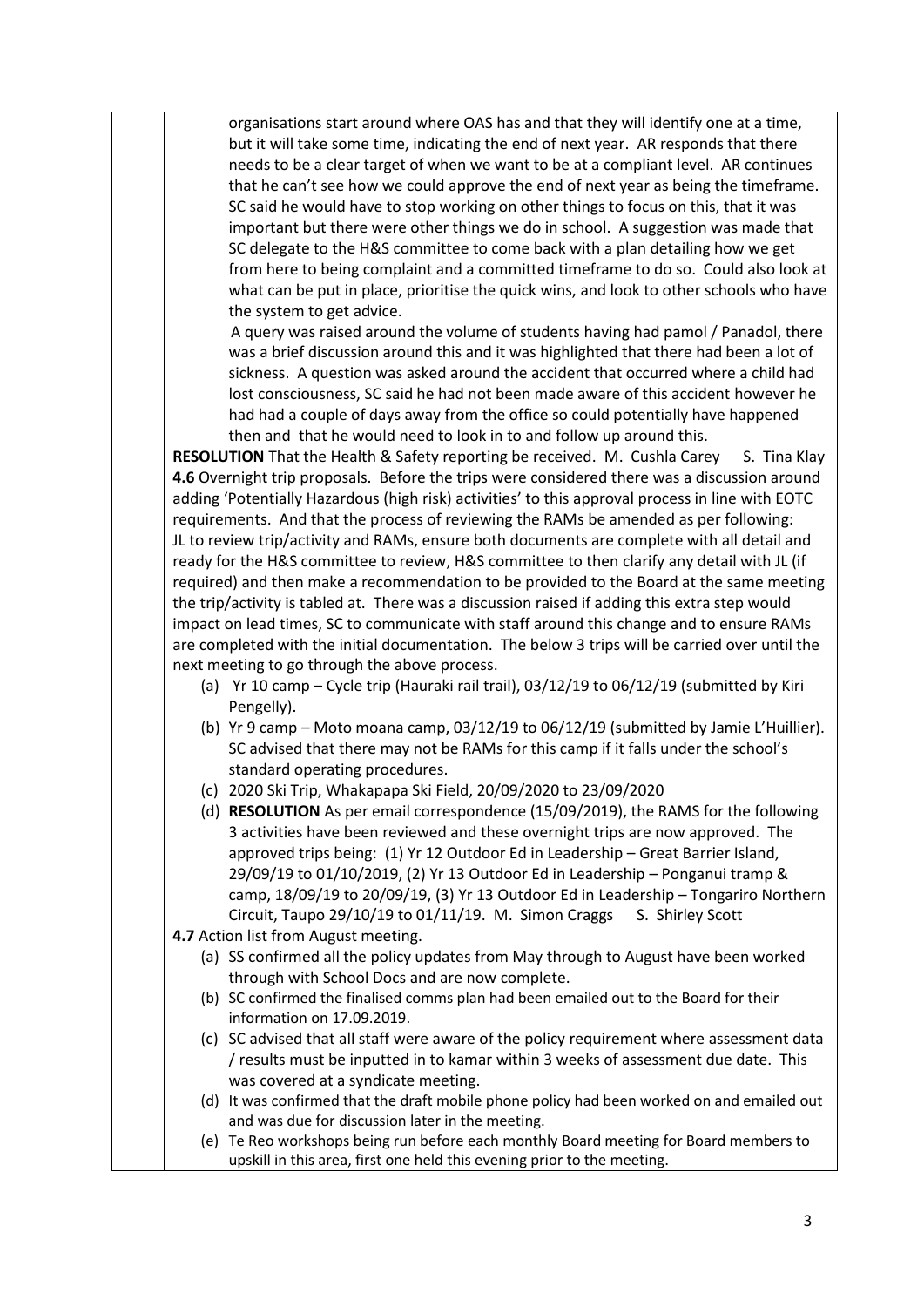organisations start around where OAS has and that they will identify one at a time, but it will take some time, indicating the end of next year. AR responds that there needs to be a clear target of when we want to be at a compliant level. AR continues that he can't see how we could approve the end of next year as being the timeframe. SC said he would have to stop working on other things to focus on this, that it was important but there were other things we do in school. A suggestion was made that SC delegate to the H&S committee to come back with a plan detailing how we get from here to being complaint and a committed timeframe to do so. Could also look at what can be put in place, prioritise the quick wins, and look to other schools who have the system to get advice.

A query was raised around the volume of students having had pamol / Panadol, there was a brief discussion around this and it was highlighted that there had been a lot of sickness. A question was asked around the accident that occurred where a child had lost consciousness, SC said he had not been made aware of this accident however he had had a couple of days away from the office so could potentially have happened then and that he would need to look in to and follow up around this.

**RESOLUTION** That the Health & Safety reporting be received. M. Cushla Carey S. Tina Klay

**4.6** Overnight trip proposals. Before the trips were considered there was a discussion around adding 'Potentially Hazardous (high risk) activities' to this approval process in line with EOTC requirements. And that the process of reviewing the RAMs be amended as per following: JL to review trip/activity and RAMs, ensure both documents are complete with all detail and ready for the H&S committee to review, H&S committee to then clarify any detail with JL (if required) and then make a recommendation to be provided to the Board at the same meeting the trip/activity is tabled at. There was a discussion raised if adding this extra step would impact on lead times, SC to communicate with staff around this change and to ensure RAMs are completed with the initial documentation. The below 3 trips will be carried over until the next meeting to go through the above process.

(a) Yr 10 camp – Cycle trip (Hauraki rail trail), 03/12/19 to 06/12/19 (submitted by Kiri Pengelly).
(b) Yr 9 camp – Moto moana camp, 03/12/19 to 06/12/19 (submitted by Jamie L'Huillier). SC advised that there may not be RAMs for this camp if it falls under the school's standard operating procedures.
(c) 2020 Ski Trip, Whakapapa Ski Field, 20/09/2020 to 23/09/2020
(d) **RESOLUTION** As per email correspondence (15/09/2019), the RAMS for the following 3 activities have been reviewed and these overnight trips are now approved. The approved trips being: (1) Yr 12 Outdoor Ed in Leadership – Great Barrier Island, 29/09/19 to 01/10/2019, (2) Yr 13 Outdoor Ed in Leadership – Ponganui tramp & camp, 18/09/19 to 20/09/19, (3) Yr 13 Outdoor Ed in Leadership – Tongariro Northern Circuit, Taupo 29/10/19 to 01/11/19. M. Simon Craggs S. Shirley Scott

**4.7** Action list from August meeting.

(a) SS confirmed all the policy updates from May through to August have been worked through with School Docs and are now complete.
(b) SC confirmed the finalised comms plan had been emailed out to the Board for their information on 17.09.2019.
(c) SC advised that all staff were aware of the policy requirement where assessment data / results must be inputted in to kamar within 3 weeks of assessment due date. This was covered at a syndicate meeting.
(d) It was confirmed that the draft mobile phone policy had been worked on and emailed out and was due for discussion later in the meeting.
(e) Te Reo workshops being run before each monthly Board meeting for Board members to upskill in this area, first one held this evening prior to the meeting.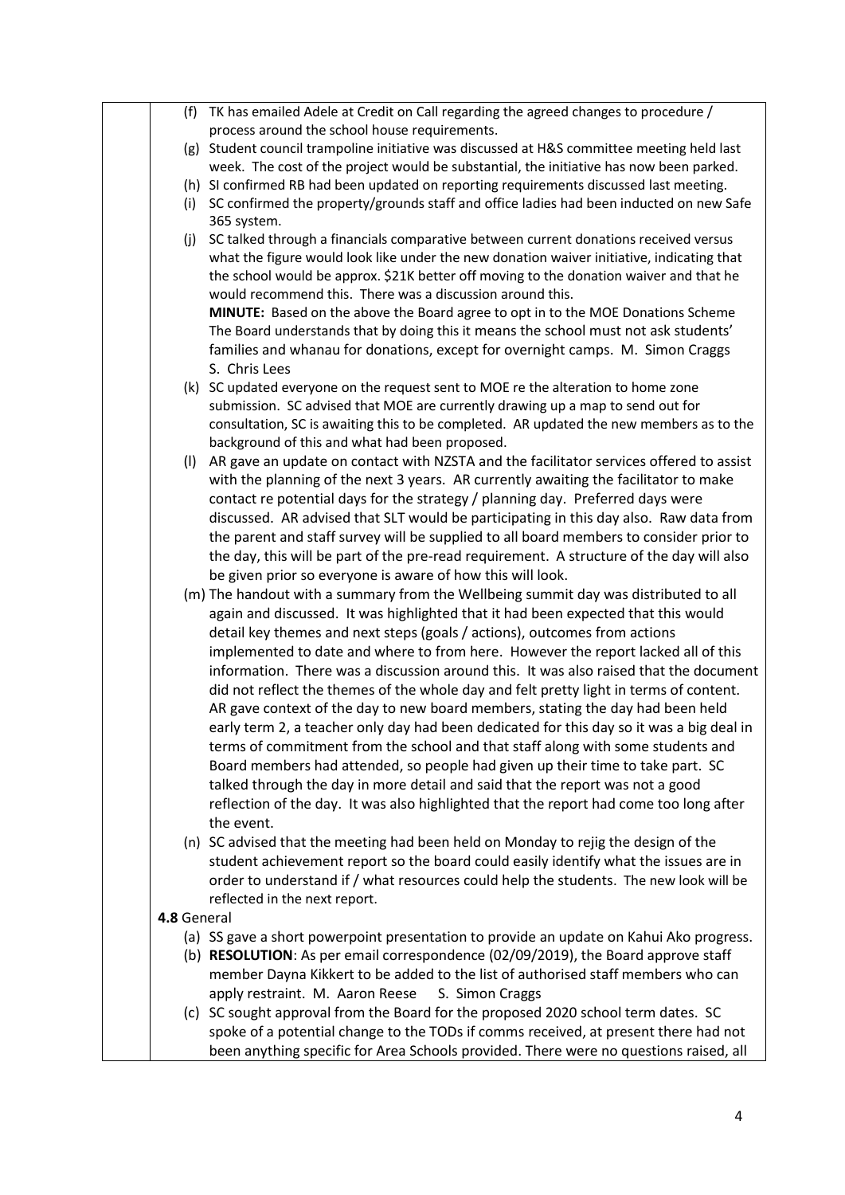(f) TK has emailed Adele at Credit on Call regarding the agreed changes to procedure / process around the school house requirements.

(g) Student council trampoline initiative was discussed at H&S committee meeting held last week. The cost of the project would be substantial, the initiative has now been parked.

(h) SI confirmed RB had been updated on reporting requirements discussed last meeting.

(i) SC confirmed the property/grounds staff and office ladies had been inducted on new Safe 365 system.

(j) SC talked through a financials comparative between current donations received versus what the figure would look like under the new donation waiver initiative, indicating that the school would be approx. $21K better off moving to the donation waiver and that he would recommend this. There was a discussion around this.
**MINUTE:** Based on the above the Board agree to opt in to the MOE Donations Scheme The Board understands that by doing this it means the school must not ask students' families and whanau for donations, except for overnight camps. M. Simon Craggs S. Chris Lees

(k) SC updated everyone on the request sent to MOE re the alteration to home zone submission. SC advised that MOE are currently drawing up a map to send out for consultation, SC is awaiting this to be completed. AR updated the new members as to the background of this and what had been proposed.

(l) AR gave an update on contact with NZSTA and the facilitator services offered to assist with the planning of the next 3 years. AR currently awaiting the facilitator to make contact re potential days for the strategy / planning day. Preferred days were discussed. AR advised that SLT would be participating in this day also. Raw data from the parent and staff survey will be supplied to all board members to consider prior to the day, this will be part of the pre-read requirement. A structure of the day will also be given prior so everyone is aware of how this will look.

(m) The handout with a summary from the Wellbeing summit day was distributed to all again and discussed. It was highlighted that it had been expected that this would detail key themes and next steps (goals / actions), outcomes from actions implemented to date and where to from here. However the report lacked all of this information. There was a discussion around this. It was also raised that the document did not reflect the themes of the whole day and felt pretty light in terms of content. AR gave context of the day to new board members, stating the day had been held early term 2, a teacher only day had been dedicated for this day so it was a big deal in terms of commitment from the school and that staff along with some students and Board members had attended, so people had given up their time to take part. SC talked through the day in more detail and said that the report was not a good reflection of the day. It was also highlighted that the report had come too long after the event.

(n) SC advised that the meeting had been held on Monday to rejig the design of the student achievement report so the board could easily identify what the issues are in order to understand if / what resources could help the students. The new look will be reflected in the next report.

**4.8** General

(a) SS gave a short powerpoint presentation to provide an update on Kahui Ako progress.

(b) **RESOLUTION**: As per email correspondence (02/09/2019), the Board approve staff member Dayna Kikkert to be added to the list of authorised staff members who can apply restraint. M. Aaron Reese S. Simon Craggs

(c) SC sought approval from the Board for the proposed 2020 school term dates. SC spoke of a potential change to the TODs if comms received, at present there had not been anything specific for Area Schools provided. There were no questions raised, all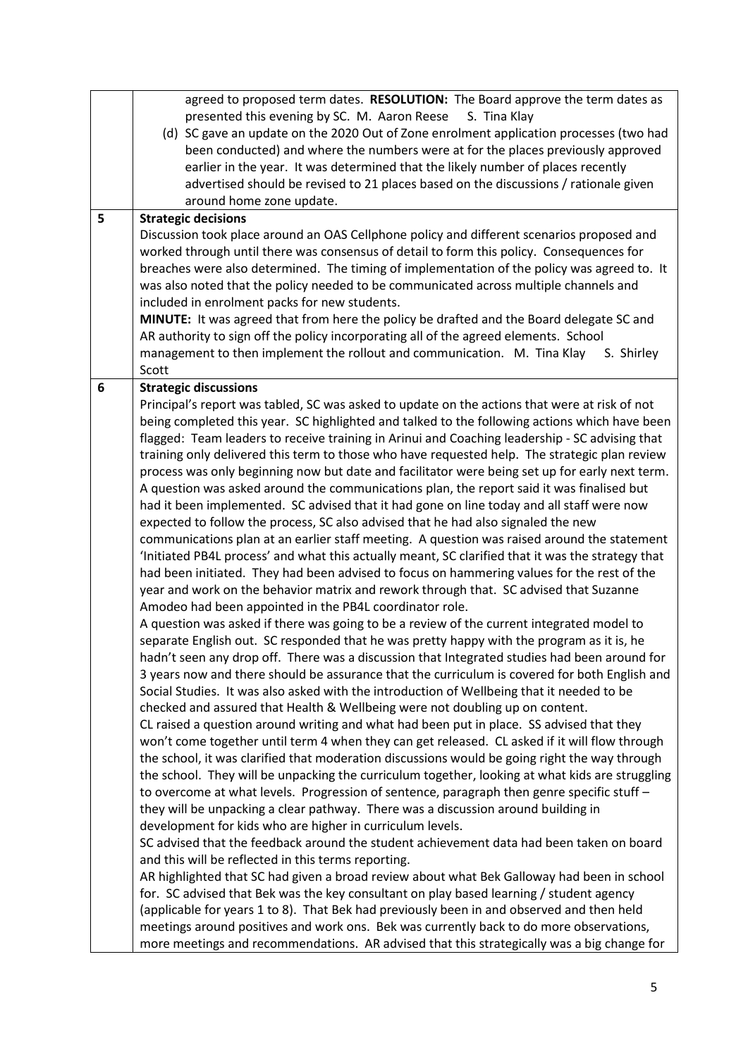| | |
|---|---|
| | agreed to proposed term dates. **RESOLUTION:** The Board approve the term dates as presented this evening by SC. M. Aaron Reese S. Tina Klay<br>(d) SC gave an update on the 2020 Out of Zone enrolment application processes (two had been conducted) and where the numbers were at for the places previously approved earlier in the year. It was determined that the likely number of places recently advertised should be revised to 21 places based on the discussions / rationale given around home zone update. |
| 5 | **Strategic decisions**<br>Discussion took place around an OAS Cellphone policy and different scenarios proposed and worked through until there was consensus of detail to form this policy. Consequences for breaches were also determined. The timing of implementation of the policy was agreed to. It was also noted that the policy needed to be communicated across multiple channels and included in enrolment packs for new students.<br>**MINUTE:** It was agreed that from here the policy be drafted and the Board delegate SC and AR authority to sign off the policy incorporating all of the agreed elements. School management to then implement the rollout and communication. M. Tina Klay S. Shirley Scott |
| 6 | **Strategic discussions**<br>Principal's report was tabled, SC was asked to update on the actions that were at risk of not being completed this year. SC highlighted and talked to the following actions which have been flagged: Team leaders to receive training in Arinui and Coaching leadership - SC advising that training only delivered this term to those who have requested help. The strategic plan review process was only beginning now but date and facilitator were being set up for early next term. A question was asked around the communications plan, the report said it was finalised but had it been implemented. SC advised that it had gone on line today and all staff were now expected to follow the process, SC also advised that he had also signaled the new communications plan at an earlier staff meeting. A question was raised around the statement 'Initiated PB4L process' and what this actually meant, SC clarified that it was the strategy that had been initiated. They had been advised to focus on hammering values for the rest of the year and work on the behavior matrix and rework through that. SC advised that Suzanne Amodeo had been appointed in the PB4L coordinator role.<br>A question was asked if there was going to be a review of the current integrated model to separate English out. SC responded that he was pretty happy with the program as it is, he hadn't seen any drop off. There was a discussion that Integrated studies had been around for 3 years now and there should be assurance that the curriculum is covered for both English and Social Studies. It was also asked with the introduction of Wellbeing that it needed to be checked and assured that Health & Wellbeing were not doubling up on content.<br>CL raised a question around writing and what had been put in place. SS advised that they won't come together until term 4 when they can get released. CL asked if it will flow through the school, it was clarified that moderation discussions would be going right the way through the school. They will be unpacking the curriculum together, looking at what kids are struggling to overcome at what levels. Progression of sentence, paragraph then genre specific stuff – they will be unpacking a clear pathway. There was a discussion around building in development for kids who are higher in curriculum levels.<br>SC advised that the feedback around the student achievement data had been taken on board and this will be reflected in this terms reporting.<br>AR highlighted that SC had given a broad review about what Bek Galloway had been in school for. SC advised that Bek was the key consultant on play based learning / student agency (applicable for years 1 to 8). That Bek had previously been in and observed and then held meetings around positives and work ons. Bek was currently back to do more observations, more meetings and recommendations. AR advised that this strategically was a big change for |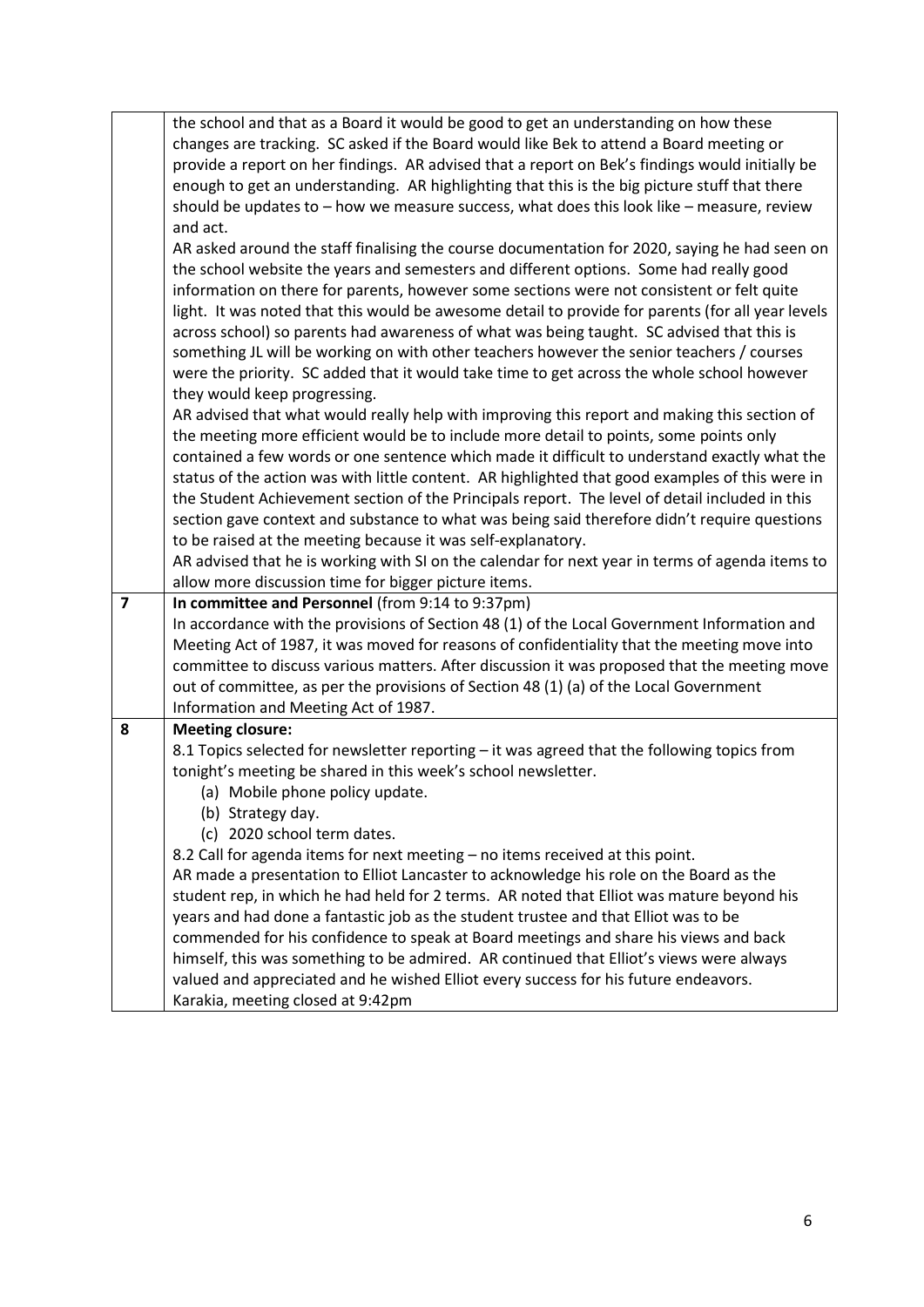| | |
|---|---|
| | the school and that as a Board it would be good to get an understanding on how these changes are tracking. SC asked if the Board would like Bek to attend a Board meeting or provide a report on her findings. AR advised that a report on Bek's findings would initially be enough to get an understanding. AR highlighting that this is the big picture stuff that there should be updates to – how we measure success, what does this look like – measure, review and act.<br>AR asked around the staff finalising the course documentation for 2020, saying he had seen on the school website the years and semesters and different options. Some had really good information on there for parents, however some sections were not consistent or felt quite light. It was noted that this would be awesome detail to provide for parents (for all year levels across school) so parents had awareness of what was being taught. SC advised that this is something JL will be working on with other teachers however the senior teachers / courses were the priority. SC added that it would take time to get across the whole school however they would keep progressing.<br>AR advised that what would really help with improving this report and making this section of the meeting more efficient would be to include more detail to points, some points only contained a few words or one sentence which made it difficult to understand exactly what the status of the action was with little content. AR highlighted that good examples of this were in the Student Achievement section of the Principals report. The level of detail included in this section gave context and substance to what was being said therefore didn't require questions to be raised at the meeting because it was self-explanatory.<br>AR advised that he is working with SI on the calendar for next year in terms of agenda items to allow more discussion time for bigger picture items. |
| **7** | **In committee and Personnel** (from 9:14 to 9:37pm)<br>In accordance with the provisions of Section 48 (1) of the Local Government Information and Meeting Act of 1987, it was moved for reasons of confidentiality that the meeting move into committee to discuss various matters. After discussion it was proposed that the meeting move out of committee, as per the provisions of Section 48 (1) (a) of the Local Government Information and Meeting Act of 1987. |
| **8** | **Meeting closure:**<br>8.1 Topics selected for newsletter reporting – it was agreed that the following topics from tonight's meeting be shared in this week's school newsletter.<br>(a) Mobile phone policy update.<br>(b) Strategy day.<br>(c) 2020 school term dates.<br>8.2 Call for agenda items for next meeting – no items received at this point.<br>AR made a presentation to Elliot Lancaster to acknowledge his role on the Board as the student rep, in which he had held for 2 terms. AR noted that Elliot was mature beyond his years and had done a fantastic job as the student trustee and that Elliot was to be commended for his confidence to speak at Board meetings and share his views and back himself, this was something to be admired. AR continued that Elliot's views were always valued and appreciated and he wished Elliot every success for his future endeavors.<br>Karakia, meeting closed at 9:42pm |